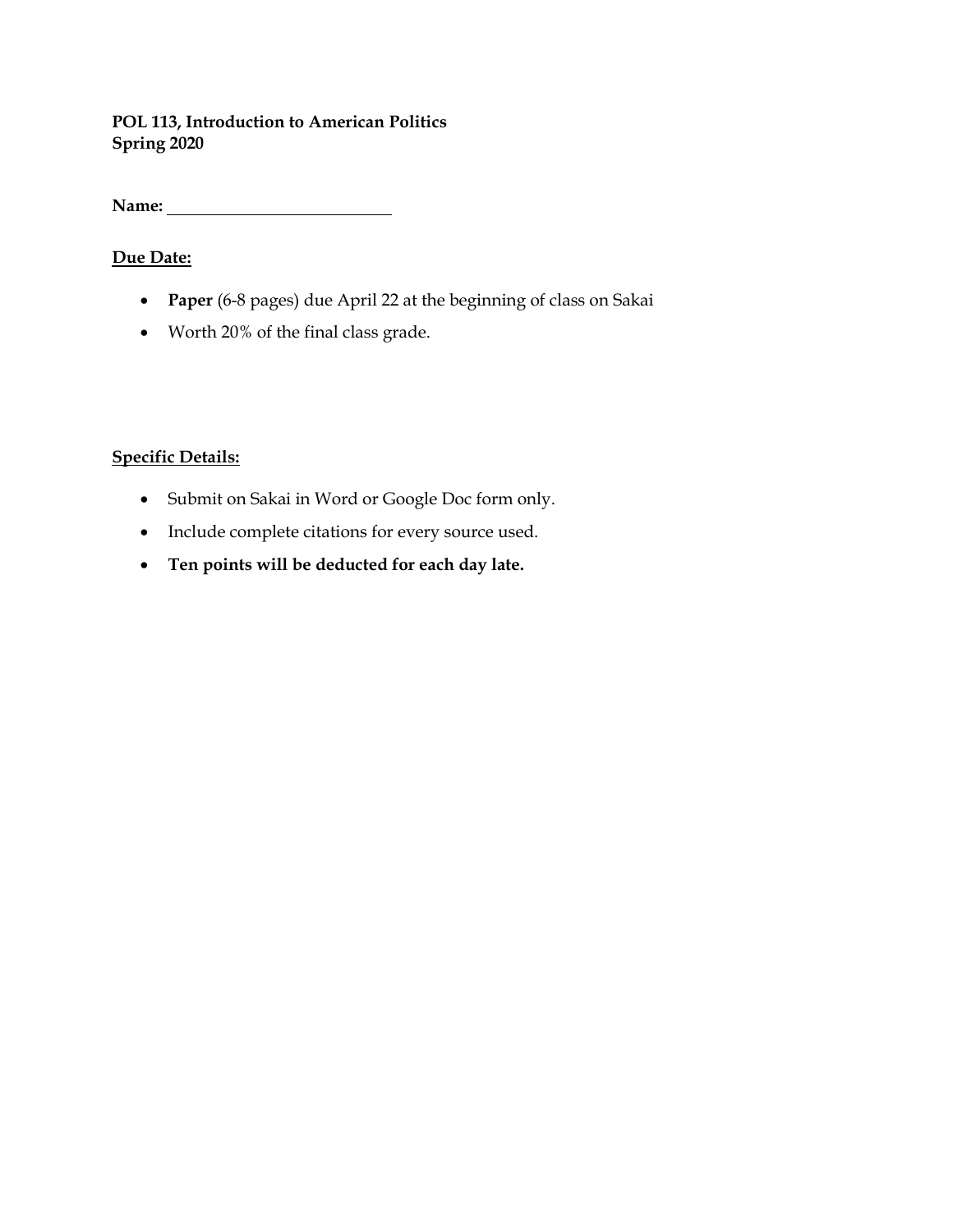**POL 113, Introduction to American Politics**
**Spring 2020**

**Name:** ______________________

**<u>Due Date:</u>**

- **Paper** (6-8 pages) due April 22 at the beginning of class on Sakai
- Worth 20% of the final class grade.

**<u>Specific Details:</u>**

- Submit on Sakai in Word or Google Doc form only.
- Include complete citations for every source used.
- **Ten points will be deducted for each day late.**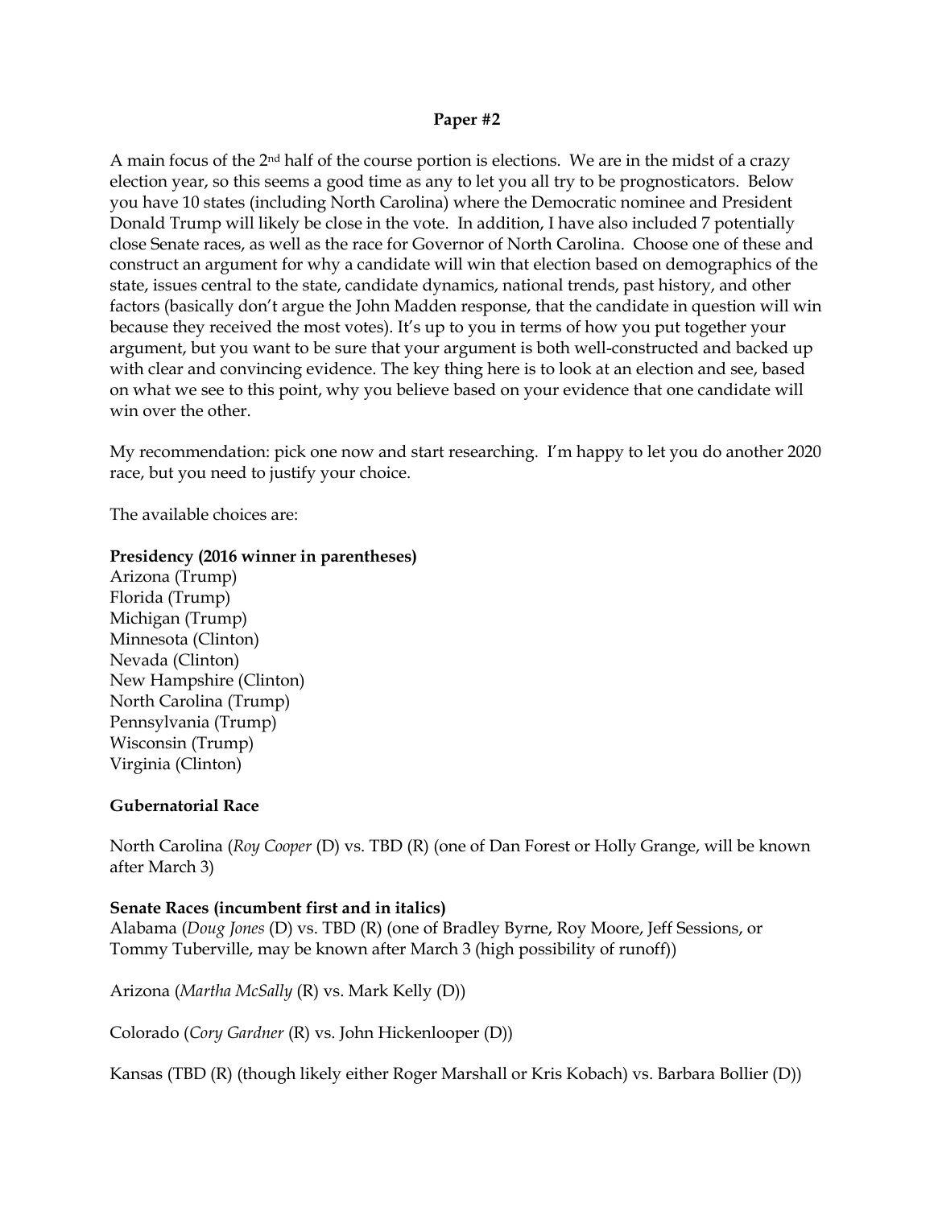**Paper #2**

A main focus of the 2nd half of the course portion is elections. We are in the midst of a crazy election year, so this seems a good time as any to let you all try to be prognosticators. Below you have 10 states (including North Carolina) where the Democratic nominee and President Donald Trump will likely be close in the vote. In addition, I have also included 7 potentially close Senate races, as well as the race for Governor of North Carolina. Choose one of these and construct an argument for why a candidate will win that election based on demographics of the state, issues central to the state, candidate dynamics, national trends, past history, and other factors (basically don't argue the John Madden response, that the candidate in question will win because they received the most votes). It's up to you in terms of how you put together your argument, but you want to be sure that your argument is both well-constructed and backed up with clear and convincing evidence. The key thing here is to look at an election and see, based on what we see to this point, why you believe based on your evidence that one candidate will win over the other.

My recommendation: pick one now and start researching. I'm happy to let you do another 2020 race, but you need to justify your choice.

The available choices are:

**Presidency (2016 winner in parentheses)**

Arizona (Trump)
Florida (Trump)
Michigan (Trump)
Minnesota (Clinton)
Nevada (Clinton)
New Hampshire (Clinton)
North Carolina (Trump)
Pennsylvania (Trump)
Wisconsin (Trump)
Virginia (Clinton)

**Gubernatorial Race**

North Carolina (*Roy Cooper* (D) vs. TBD (R) (one of Dan Forest or Holly Grange, will be known after March 3)

**Senate Races (incumbent first and in italics)**

Alabama (*Doug Jones* (D) vs. TBD (R) (one of Bradley Byrne, Roy Moore, Jeff Sessions, or Tommy Tuberville, may be known after March 3 (high possibility of runoff))

Arizona (*Martha McSally* (R) vs. Mark Kelly (D))

Colorado (*Cory Gardner* (R) vs. John Hickenlooper (D))

Kansas (TBD (R) (though likely either Roger Marshall or Kris Kobach) vs. Barbara Bollier (D))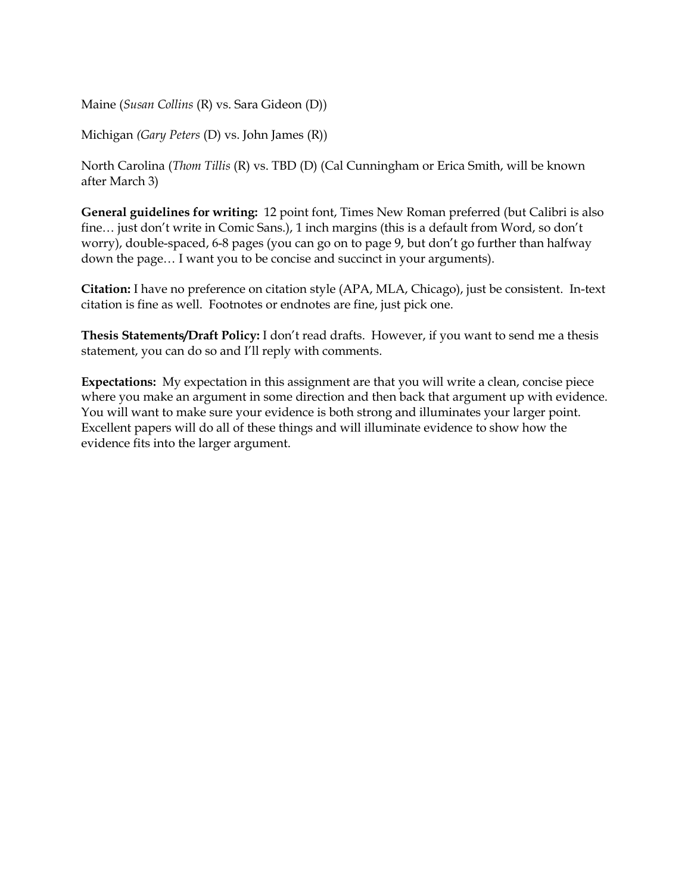Maine (*Susan Collins* (R) vs. Sara Gideon (D))

Michigan *(Gary Peters* (D) vs. John James (R))

North Carolina (*Thom Tillis* (R) vs. TBD (D) (Cal Cunningham or Erica Smith, will be known after March 3)

**General guidelines for writing:** 12 point font, Times New Roman preferred (but Calibri is also fine… just don't write in Comic Sans.), 1 inch margins (this is a default from Word, so don't worry), double-spaced, 6-8 pages (you can go on to page 9, but don't go further than halfway down the page… I want you to be concise and succinct in your arguments).

**Citation:** I have no preference on citation style (APA, MLA, Chicago), just be consistent. In-text citation is fine as well. Footnotes or endnotes are fine, just pick one.

**Thesis Statements/Draft Policy:** I don't read drafts. However, if you want to send me a thesis statement, you can do so and I'll reply with comments.

**Expectations:** My expectation in this assignment are that you will write a clean, concise piece where you make an argument in some direction and then back that argument up with evidence. You will want to make sure your evidence is both strong and illuminates your larger point. Excellent papers will do all of these things and will illuminate evidence to show how the evidence fits into the larger argument.